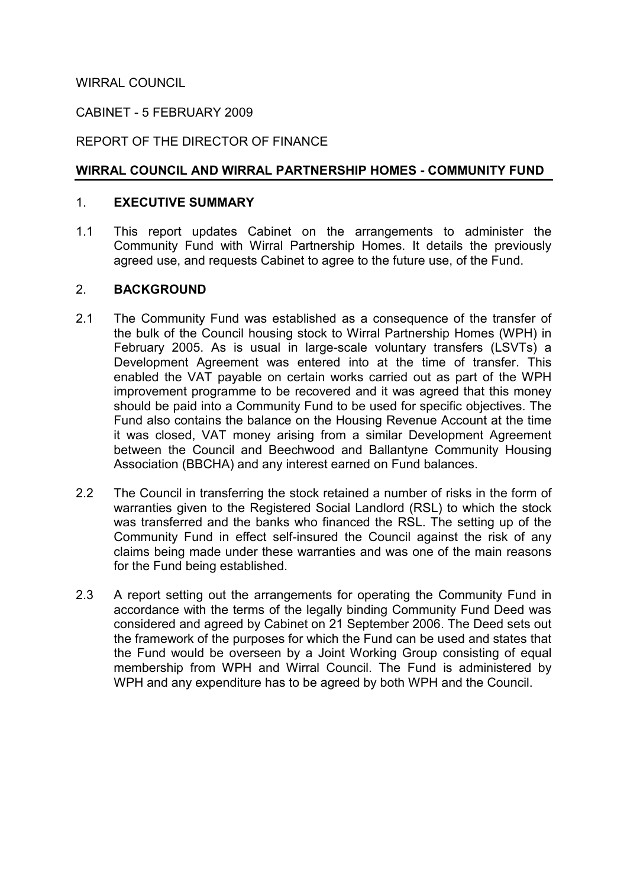WIRRAL COUNCIL

CABINET - 5 FEBRUARY 2009

REPORT OF THE DIRECTOR OF FINANCE

## WIRRAL COUNCIL AND WIRRAL PARTNERSHIP HOMES - COMMUNITY FUND

## 1. EXECUTIVE SUMMARY

1.1 This report updates Cabinet on the arrangements to administer the Community Fund with Wirral Partnership Homes. It details the previously agreed use, and requests Cabinet to agree to the future use, of the Fund.

## 2. BACKGROUND

2.1 The Community Fund was established as a consequence of the transfer of the bulk of the Council housing stock to Wirral Partnership Homes (WPH) in February 2005. As is usual in large-scale voluntary transfers (LSVTs) a Development Agreement was entered into at the time of transfer. This enabled the VAT payable on certain works carried out as part of the WPH improvement programme to be recovered and it was agreed that this money should be paid into a Community Fund to be used for specific objectives. The Fund also contains the balance on the Housing Revenue Account at the time it was closed, VAT money arising from a similar Development Agreement between the Council and Beechwood and Ballantyne Community Housing Association (BBCHA) and any interest earned on Fund balances.

2.2 The Council in transferring the stock retained a number of risks in the form of warranties given to the Registered Social Landlord (RSL) to which the stock was transferred and the banks who financed the RSL. The setting up of the Community Fund in effect self-insured the Council against the risk of any claims being made under these warranties and was one of the main reasons for the Fund being established.

2.3 A report setting out the arrangements for operating the Community Fund in accordance with the terms of the legally binding Community Fund Deed was considered and agreed by Cabinet on 21 September 2006. The Deed sets out the framework of the purposes for which the Fund can be used and states that the Fund would be overseen by a Joint Working Group consisting of equal membership from WPH and Wirral Council. The Fund is administered by WPH and any expenditure has to be agreed by both WPH and the Council.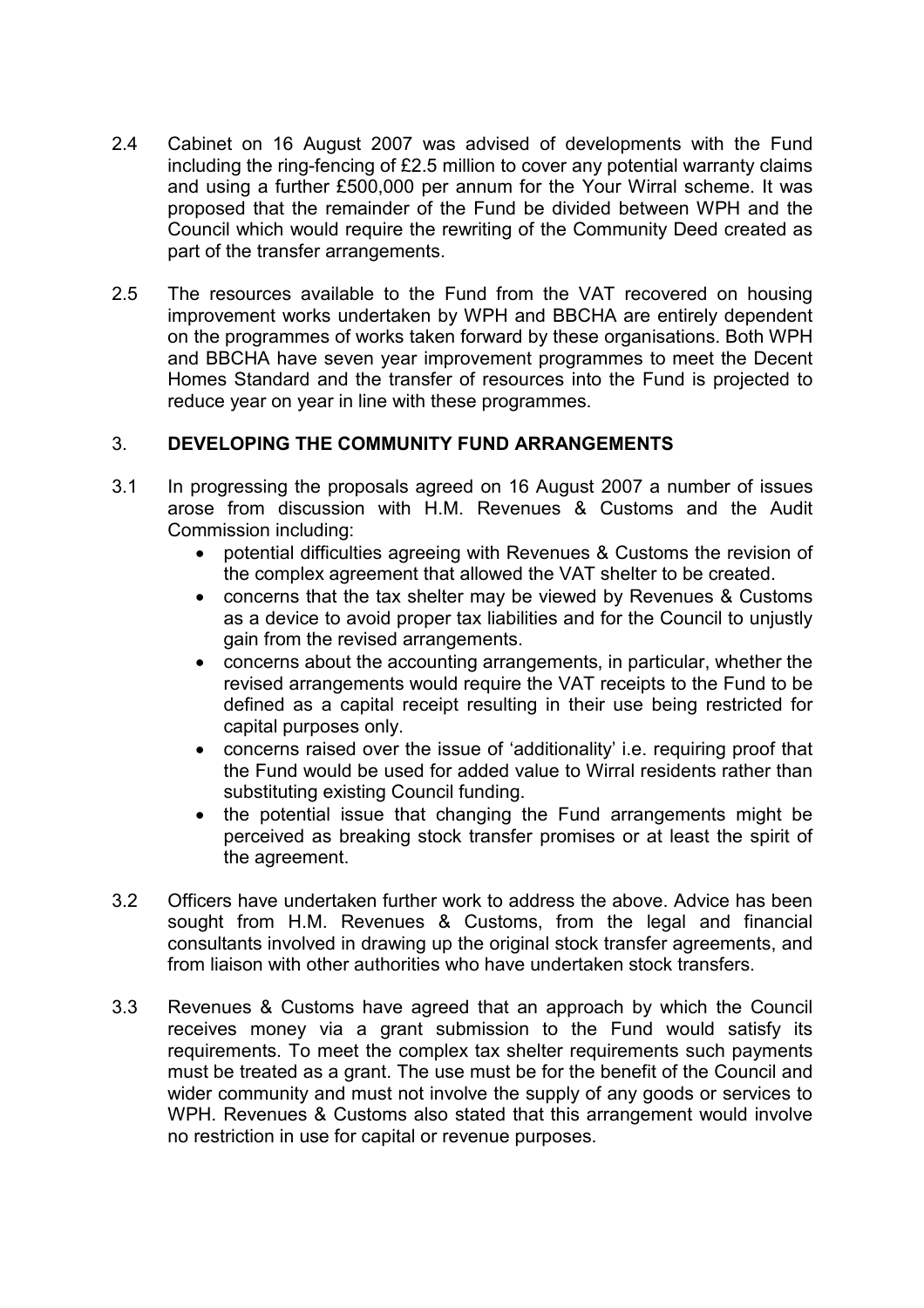2.4 Cabinet on 16 August 2007 was advised of developments with the Fund including the ring-fencing of £2.5 million to cover any potential warranty claims and using a further £500,000 per annum for the Your Wirral scheme. It was proposed that the remainder of the Fund be divided between WPH and the Council which would require the rewriting of the Community Deed created as part of the transfer arrangements.

2.5 The resources available to the Fund from the VAT recovered on housing improvement works undertaken by WPH and BBCHA are entirely dependent on the programmes of works taken forward by these organisations. Both WPH and BBCHA have seven year improvement programmes to meet the Decent Homes Standard and the transfer of resources into the Fund is projected to reduce year on year in line with these programmes.

## 3. DEVELOPING THE COMMUNITY FUND ARRANGEMENTS

3.1 In progressing the proposals agreed on 16 August 2007 a number of issues arose from discussion with H.M. Revenues & Customs and the Audit Commission including:

- potential difficulties agreeing with Revenues & Customs the revision of the complex agreement that allowed the VAT shelter to be created.
- concerns that the tax shelter may be viewed by Revenues & Customs as a device to avoid proper tax liabilities and for the Council to unjustly gain from the revised arrangements.
- concerns about the accounting arrangements, in particular, whether the revised arrangements would require the VAT receipts to the Fund to be defined as a capital receipt resulting in their use being restricted for capital purposes only.
- concerns raised over the issue of 'additionality' i.e. requiring proof that the Fund would be used for added value to Wirral residents rather than substituting existing Council funding.
- the potential issue that changing the Fund arrangements might be perceived as breaking stock transfer promises or at least the spirit of the agreement.

3.2 Officers have undertaken further work to address the above. Advice has been sought from H.M. Revenues & Customs, from the legal and financial consultants involved in drawing up the original stock transfer agreements, and from liaison with other authorities who have undertaken stock transfers.

3.3 Revenues & Customs have agreed that an approach by which the Council receives money via a grant submission to the Fund would satisfy its requirements. To meet the complex tax shelter requirements such payments must be treated as a grant. The use must be for the benefit of the Council and wider community and must not involve the supply of any goods or services to WPH. Revenues & Customs also stated that this arrangement would involve no restriction in use for capital or revenue purposes.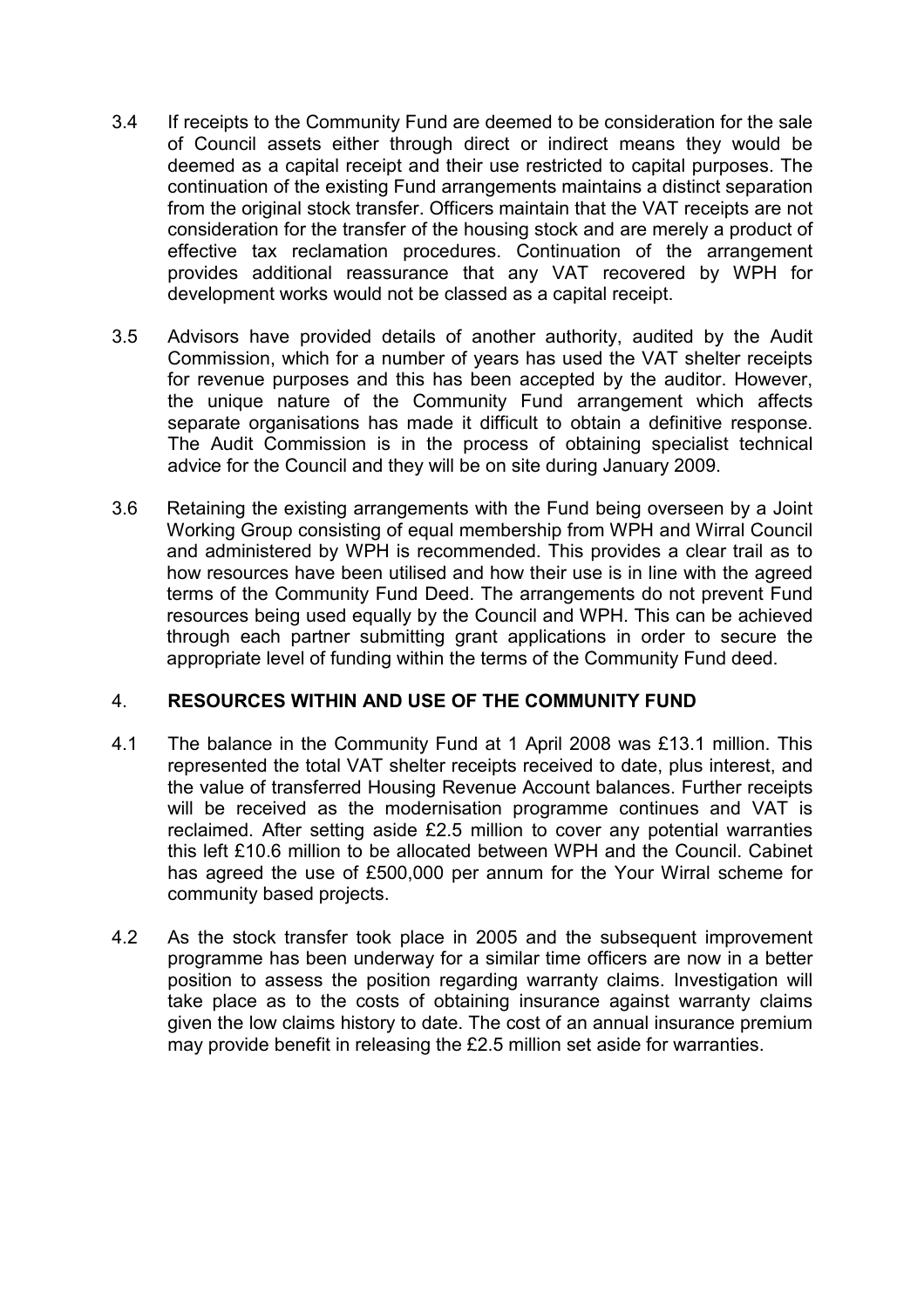3.4 If receipts to the Community Fund are deemed to be consideration for the sale of Council assets either through direct or indirect means they would be deemed as a capital receipt and their use restricted to capital purposes. The continuation of the existing Fund arrangements maintains a distinct separation from the original stock transfer. Officers maintain that the VAT receipts are not consideration for the transfer of the housing stock and are merely a product of effective tax reclamation procedures. Continuation of the arrangement provides additional reassurance that any VAT recovered by WPH for development works would not be classed as a capital receipt.

3.5 Advisors have provided details of another authority, audited by the Audit Commission, which for a number of years has used the VAT shelter receipts for revenue purposes and this has been accepted by the auditor. However, the unique nature of the Community Fund arrangement which affects separate organisations has made it difficult to obtain a definitive response. The Audit Commission is in the process of obtaining specialist technical advice for the Council and they will be on site during January 2009.

3.6 Retaining the existing arrangements with the Fund being overseen by a Joint Working Group consisting of equal membership from WPH and Wirral Council and administered by WPH is recommended. This provides a clear trail as to how resources have been utilised and how their use is in line with the agreed terms of the Community Fund Deed. The arrangements do not prevent Fund resources being used equally by the Council and WPH. This can be achieved through each partner submitting grant applications in order to secure the appropriate level of funding within the terms of the Community Fund deed.

## 4. RESOURCES WITHIN AND USE OF THE COMMUNITY FUND

4.1 The balance in the Community Fund at 1 April 2008 was £13.1 million. This represented the total VAT shelter receipts received to date, plus interest, and the value of transferred Housing Revenue Account balances. Further receipts will be received as the modernisation programme continues and VAT is reclaimed. After setting aside £2.5 million to cover any potential warranties this left £10.6 million to be allocated between WPH and the Council. Cabinet has agreed the use of £500,000 per annum for the Your Wirral scheme for community based projects.

4.2 As the stock transfer took place in 2005 and the subsequent improvement programme has been underway for a similar time officers are now in a better position to assess the position regarding warranty claims. Investigation will take place as to the costs of obtaining insurance against warranty claims given the low claims history to date. The cost of an annual insurance premium may provide benefit in releasing the £2.5 million set aside for warranties.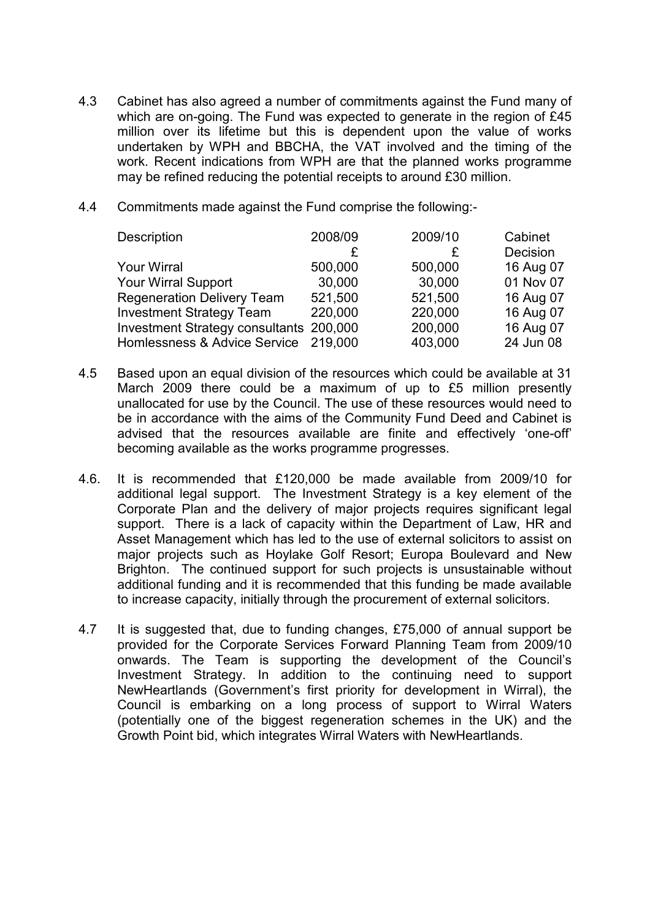4.3 Cabinet has also agreed a number of commitments against the Fund many of which are on-going. The Fund was expected to generate in the region of £45 million over its lifetime but this is dependent upon the value of works undertaken by WPH and BBCHA, the VAT involved and the timing of the work. Recent indications from WPH are that the planned works programme may be refined reducing the potential receipts to around £30 million.

4.4 Commitments made against the Fund comprise the following:-

| Description | 2008/09 £ | 2009/10 £ | Cabinet Decision |
|---|---|---|---|
| Your Wirral | 500,000 | 500,000 | 16 Aug 07 |
| Your Wirral Support | 30,000 | 30,000 | 01 Nov 07 |
| Regeneration Delivery Team | 521,500 | 521,500 | 16 Aug 07 |
| Investment Strategy Team | 220,000 | 220,000 | 16 Aug 07 |
| Investment Strategy consultants | 200,000 | 200,000 | 16 Aug 07 |
| Homlessness & Advice Service | 219,000 | 403,000 | 24 Jun 08 |

4.5 Based upon an equal division of the resources which could be available at 31 March 2009 there could be a maximum of up to £5 million presently unallocated for use by the Council. The use of these resources would need to be in accordance with the aims of the Community Fund Deed and Cabinet is advised that the resources available are finite and effectively 'one-off' becoming available as the works programme progresses.

4.6. It is recommended that £120,000 be made available from 2009/10 for additional legal support. The Investment Strategy is a key element of the Corporate Plan and the delivery of major projects requires significant legal support. There is a lack of capacity within the Department of Law, HR and Asset Management which has led to the use of external solicitors to assist on major projects such as Hoylake Golf Resort; Europa Boulevard and New Brighton. The continued support for such projects is unsustainable without additional funding and it is recommended that this funding be made available to increase capacity, initially through the procurement of external solicitors.

4.7 It is suggested that, due to funding changes, £75,000 of annual support be provided for the Corporate Services Forward Planning Team from 2009/10 onwards. The Team is supporting the development of the Council's Investment Strategy. In addition to the continuing need to support NewHeartlands (Government's first priority for development in Wirral), the Council is embarking on a long process of support to Wirral Waters (potentially one of the biggest regeneration schemes in the UK) and the Growth Point bid, which integrates Wirral Waters with NewHeartlands.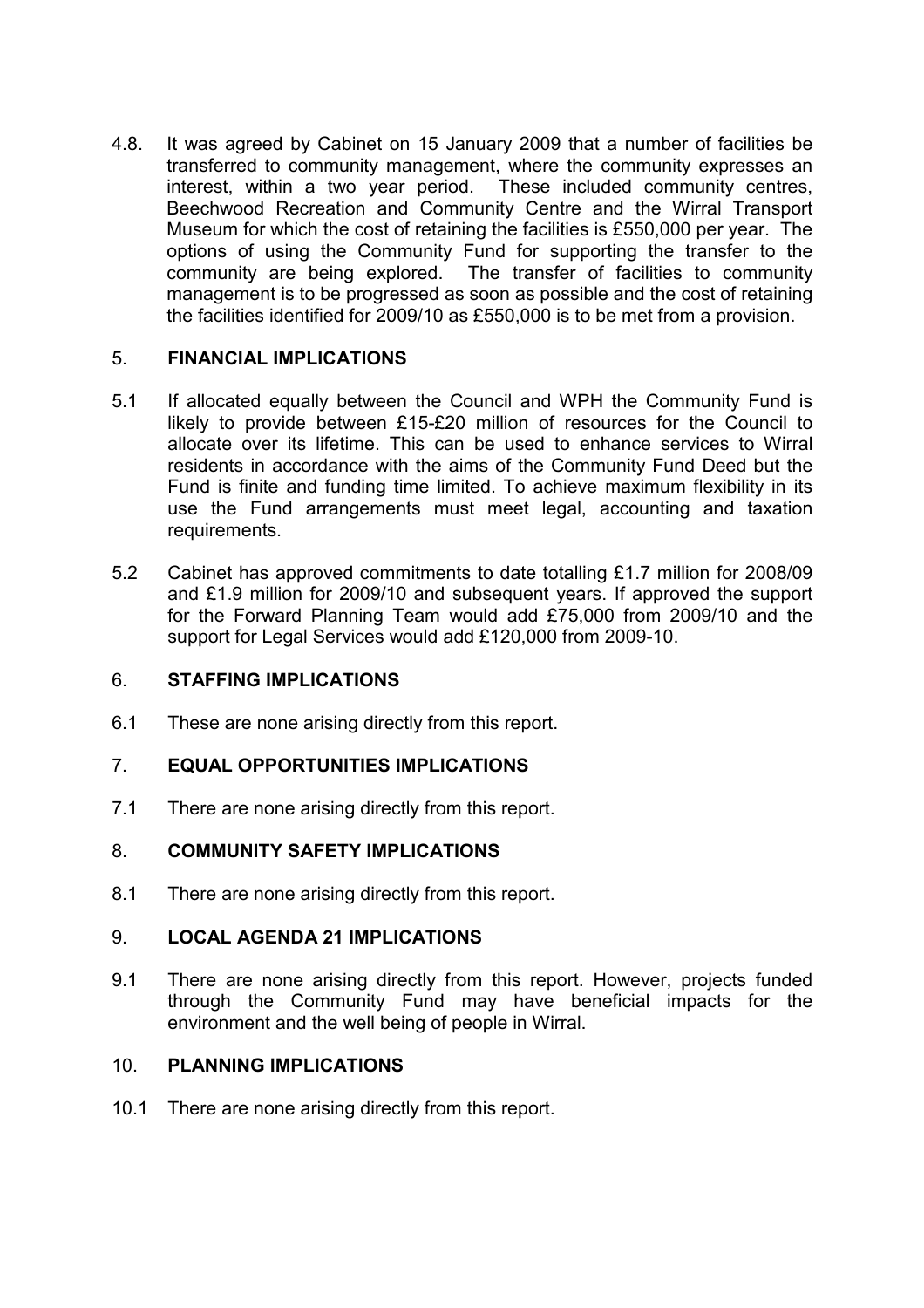4.8. It was agreed by Cabinet on 15 January 2009 that a number of facilities be transferred to community management, where the community expresses an interest, within a two year period. These included community centres, Beechwood Recreation and Community Centre and the Wirral Transport Museum for which the cost of retaining the facilities is £550,000 per year. The options of using the Community Fund for supporting the transfer to the community are being explored. The transfer of facilities to community management is to be progressed as soon as possible and the cost of retaining the facilities identified for 2009/10 as £550,000 is to be met from a provision.

## 5. FINANCIAL IMPLICATIONS

5.1 If allocated equally between the Council and WPH the Community Fund is likely to provide between £15-£20 million of resources for the Council to allocate over its lifetime. This can be used to enhance services to Wirral residents in accordance with the aims of the Community Fund Deed but the Fund is finite and funding time limited. To achieve maximum flexibility in its use the Fund arrangements must meet legal, accounting and taxation requirements.

5.2 Cabinet has approved commitments to date totalling £1.7 million for 2008/09 and £1.9 million for 2009/10 and subsequent years. If approved the support for the Forward Planning Team would add £75,000 from 2009/10 and the support for Legal Services would add £120,000 from 2009-10.

## 6. STAFFING IMPLICATIONS

6.1 These are none arising directly from this report.

## 7. EQUAL OPPORTUNITIES IMPLICATIONS

7.1 There are none arising directly from this report.

## 8. COMMUNITY SAFETY IMPLICATIONS

8.1 There are none arising directly from this report.

## 9. LOCAL AGENDA 21 IMPLICATIONS

9.1 There are none arising directly from this report. However, projects funded through the Community Fund may have beneficial impacts for the environment and the well being of people in Wirral.

## 10. PLANNING IMPLICATIONS

10.1 There are none arising directly from this report.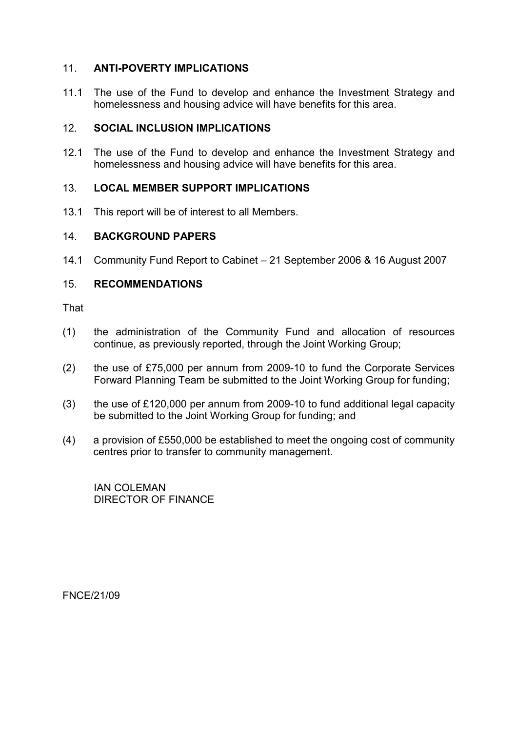## 11. ANTI-POVERTY IMPLICATIONS

11.1 The use of the Fund to develop and enhance the Investment Strategy and homelessness and housing advice will have benefits for this area.

## 12. SOCIAL INCLUSION IMPLICATIONS

12.1 The use of the Fund to develop and enhance the Investment Strategy and homelessness and housing advice will have benefits for this area.

## 13. LOCAL MEMBER SUPPORT IMPLICATIONS

13.1 This report will be of interest to all Members.

## 14. BACKGROUND PAPERS

14.1 Community Fund Report to Cabinet – 21 September 2006 & 16 August 2007

## 15. RECOMMENDATIONS

That

(1) the administration of the Community Fund and allocation of resources continue, as previously reported, through the Joint Working Group;

(2) the use of £75,000 per annum from 2009-10 to fund the Corporate Services Forward Planning Team be submitted to the Joint Working Group for funding;

(3) the use of £120,000 per annum from 2009-10 to fund additional legal capacity be submitted to the Joint Working Group for funding; and

(4) a provision of £550,000 be established to meet the ongoing cost of community centres prior to transfer to community management.

IAN COLEMAN
DIRECTOR OF FINANCE

FNCE/21/09